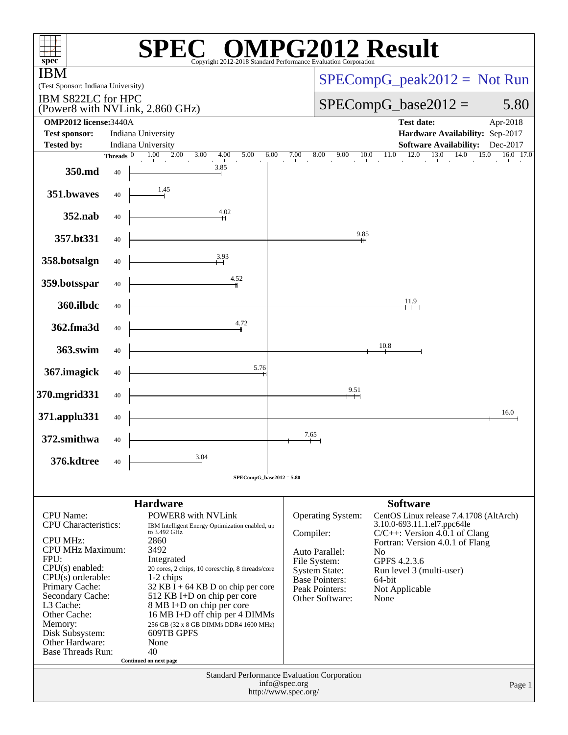# SPEC OMPG2012 Result

Copyright 2012-2018 Standard Performance Evaluation Corporation

**IBM**
(Test Sponsor: Indiana University)

IBM S822LC for HPC
(Power8 with NVLink, 2.860 GHz)

SPECompG_peak2012 = Not Run

SPECompG_base2012 = 5.80

| | | | |
|---|---|---|---|
| **OMP2012 license:** | 3440A | **Test date:** | Apr-2018 |
| **Test sponsor:** | Indiana University | **Hardware Availability:** | Sep-2017 |
| **Tested by:** | Indiana University | **Software Availability:** | Dec-2017 |

| Benchmark | Threads | Base Ratio |
|---|---|---|
| 350.md | 40 | 3.85 |
| 351.bwaves | 40 | 1.45 |
| 352.nab | 40 | 4.02 |
| 357.bt331 | 40 | 9.85 |
| 358.botsalgn | 40 | 3.93 |
| 359.botsspar | 40 | 4.52 |
| 360.ilbdc | 40 | 11.9 |
| 362.fma3d | 40 | 4.72 |
| 363.swim | 40 | 10.8 |
| 367.imagick | 40 | 5.76 |
| 370.mgrid331 | 40 | 9.51 |
| 371.applu331 | 40 | 16.0 |
| 372.smithwa | 40 | 7.65 |
| 376.kdtree | 40 | 3.04 |

SPECompG_base2012 = 5.80

## Hardware

| | |
|---|---|
| CPU Name: | POWER8 with NVLink |
| CPU Characteristics: | IBM Intelligent Energy Optimization enabled, up to 3.492 GHz |
| CPU MHz: | 2860 |
| CPU MHz Maximum: | 3492 |
| FPU: | Integrated |
| CPU(s) enabled: | 20 cores, 2 chips, 10 cores/chip, 8 threads/core |
| CPU(s) orderable: | 1-2 chips |
| Primary Cache: | 32 KB I + 64 KB D on chip per core |
| Secondary Cache: | 512 KB I+D on chip per core |
| L3 Cache: | 8 MB I+D on chip per core |
| Other Cache: | 16 MB I+D off chip per 4 DIMMs |
| Memory: | 256 GB (32 x 8 GB DIMMs DDR4 1600 MHz) |
| Disk Subsystem: | 609TB GPFS |
| Other Hardware: | None |
| Base Threads Run: | 40 |

Continued on next page

## Software

| | |
|---|---|
| Operating System: | CentOS Linux release 7.4.1708 (AltArch) 3.10.0-693.11.1.el7.ppc64le |
| Compiler: | C/C++: Version 4.0.1 of Clang<br>Fortran: Version 4.0.1 of Flang |
| Auto Parallel: | No |
| File System: | GPFS 4.2.3.6 |
| System State: | Run level 3 (multi-user) |
| Base Pointers: | 64-bit |
| Peak Pointers: | Not Applicable |
| Other Software: | None |

Standard Performance Evaluation Corporation
info@spec.org
http://www.spec.org/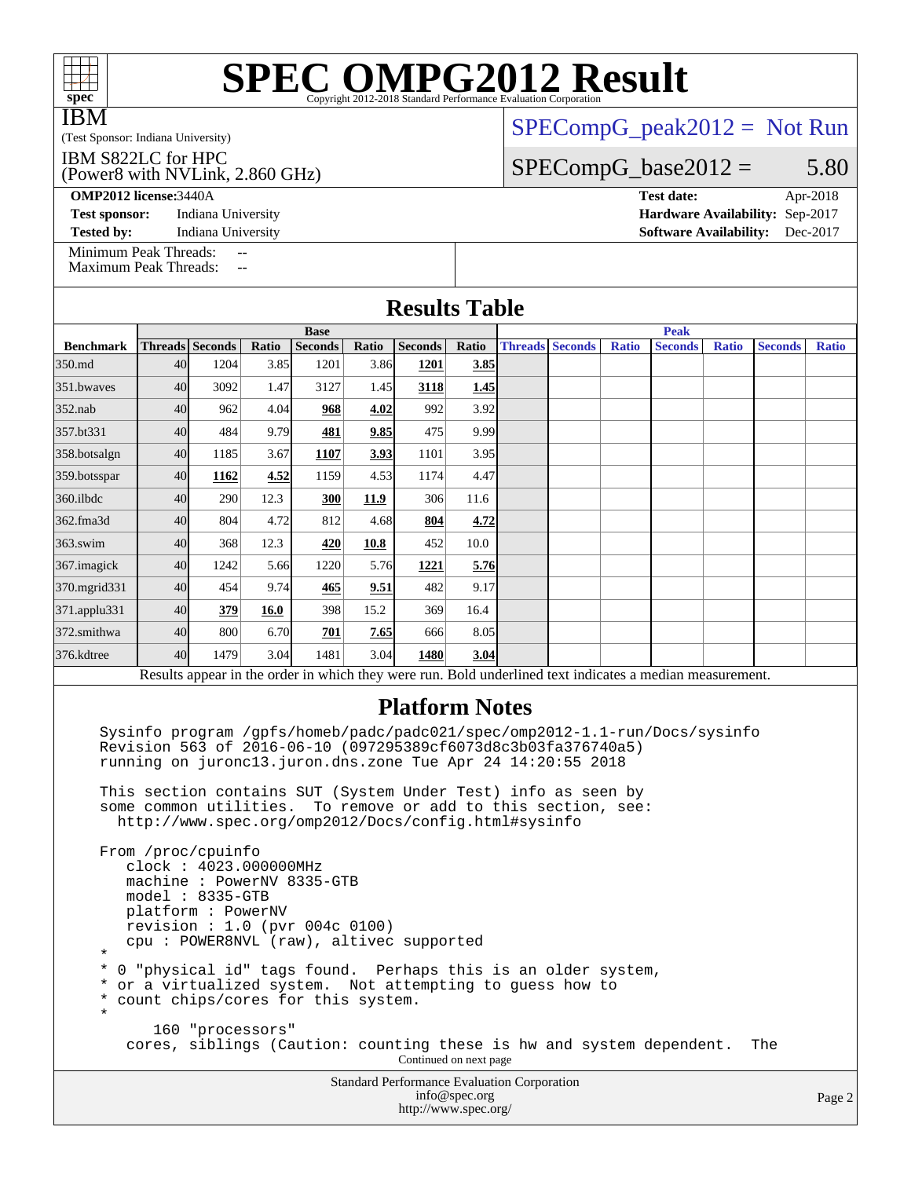# SPEC OMPG2012 Result

Copyright 2012-2018 Standard Performance Evaluation Corporation

**IBM**

(Test Sponsor: Indiana University)

IBM S822LC for HPC (Power8 with NVLink, 2.860 GHz)

SPECompG_peak2012 = Not Run

SPECompG_base2012 = 5.80

| | | | |
|---|---|---|---|
| **OMP2012 license:** 3440A | | **Test date:** | Apr-2018 |
| **Test sponsor:** | Indiana University | **Hardware Availability:** | Sep-2017 |
| **Tested by:** | Indiana University | **Software Availability:** | Dec-2017 |

Minimum Peak Threads: --
Maximum Peak Threads: --

## Results Table

| | Base | | | | | | | Peak | | | | | | |
|---|---|---|---|---|---|---|---|---|---|---|---|---|---|---|
| **Benchmark** | **Threads** | **Seconds** | **Ratio** | **Seconds** | **Ratio** | **Seconds** | **Ratio** | **Threads** | **Seconds** | **Ratio** | **Seconds** | **Ratio** | **Seconds** | **Ratio** |
| 350.md | 40 | 1204 | 3.85 | 1201 | 3.86 | **1201** | **3.85** | | | | | | | |
| 351.bwaves | 40 | 3092 | 1.47 | 3127 | 1.45 | **3118** | **1.45** | | | | | | | |
| 352.nab | 40 | 962 | 4.04 | **968** | **4.02** | 992 | 3.92 | | | | | | | |
| 357.bt331 | 40 | 484 | 9.79 | **481** | **9.85** | 475 | 9.99 | | | | | | | |
| 358.botsalgn | 40 | 1185 | 3.67 | **1107** | **3.93** | 1101 | 3.95 | | | | | | | |
| 359.botsspar | 40 | **1162** | **4.52** | 1159 | 4.53 | 1174 | 4.47 | | | | | | | |
| 360.ilbdc | 40 | 290 | 12.3 | **300** | **11.9** | 306 | 11.6 | | | | | | | |
| 362.fma3d | 40 | 804 | 4.72 | 812 | 4.68 | **804** | **4.72** | | | | | | | |
| 363.swim | 40 | 368 | 12.3 | **420** | **10.8** | 452 | 10.0 | | | | | | | |
| 367.imagick | 40 | 1242 | 5.66 | 1220 | 5.76 | **1221** | **5.76** | | | | | | | |
| 370.mgrid331 | 40 | 454 | 9.74 | **465** | **9.51** | 482 | 9.17 | | | | | | | |
| 371.applu331 | 40 | **379** | **16.0** | 398 | 15.2 | 369 | 16.4 | | | | | | | |
| 372.smithwa | 40 | 800 | 6.70 | **701** | **7.65** | 666 | 8.05 | | | | | | | |
| 376.kdtree | 40 | 1479 | 3.04 | 1481 | 3.04 | **1480** | **3.04** | | | | | | | |

Results appear in the order in which they were run. Bold underlined text indicates a median measurement.

## Platform Notes

```
Sysinfo program /gpfs/homeb/padc/padc021/spec/omp2012-1.1-run/Docs/sysinfo
Revision 563 of 2016-06-10 (097295389cf6073d8c3b03fa376740a5)
running on juronc13.juron.dns.zone Tue Apr 24 14:20:55 2018

This section contains SUT (System Under Test) info as seen by
some common utilities.  To remove or add to this section, see:
  http://www.spec.org/omp2012/Docs/config.html#sysinfo

From /proc/cpuinfo
   clock : 4023.000000MHz
   machine : PowerNV 8335-GTB
   model : 8335-GTB
   platform : PowerNV
   revision : 1.0 (pvr 004c 0100)
   cpu : POWER8NVL (raw), altivec supported
*
* 0 "physical id" tags found.  Perhaps this is an older system,
* or a virtualized system.  Not attempting to guess how to
* count chips/cores for this system.
*
      160 "processors"
   cores, siblings (Caution: counting these is hw and system dependent.  The
```

Continued on next page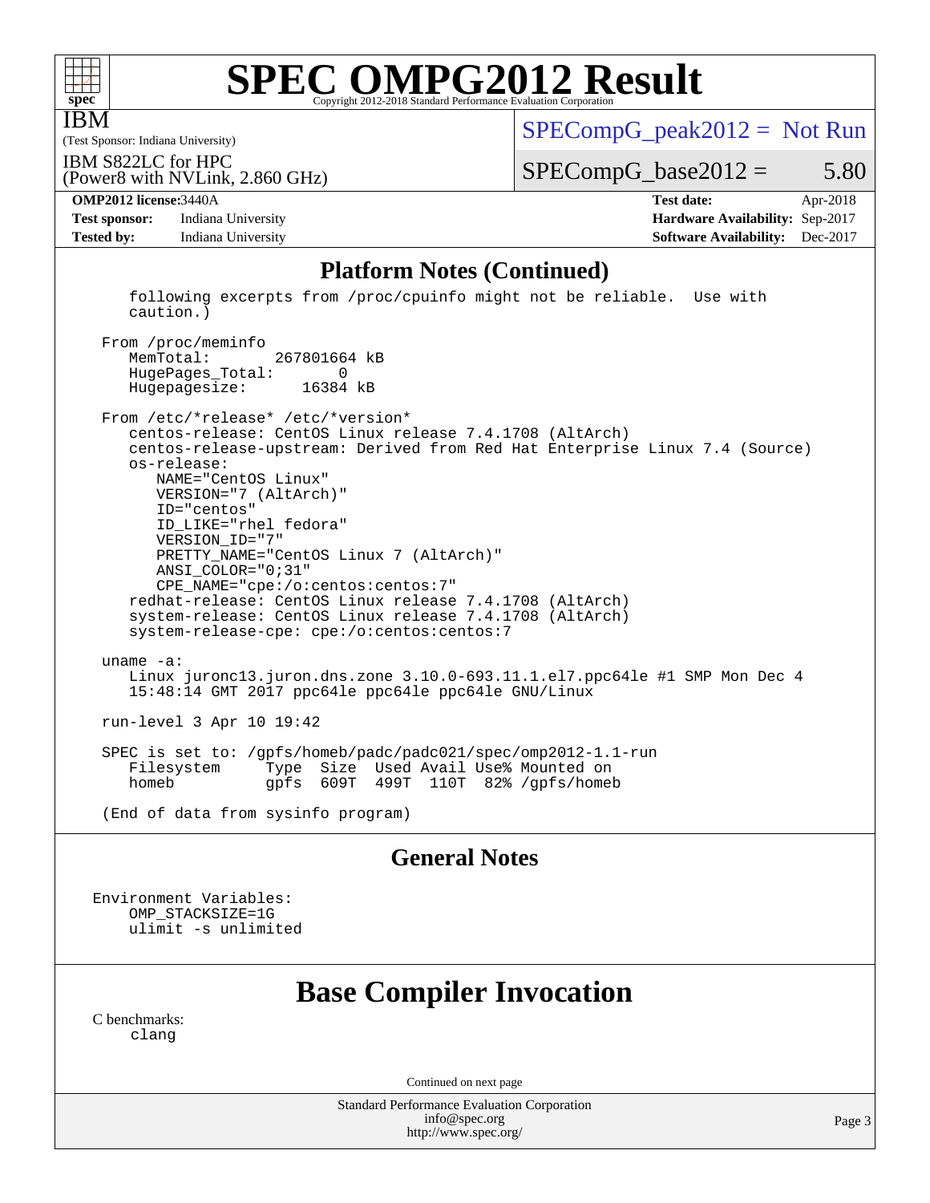# SPEC OMPG2012 Result

Copyright 2012-2018 Standard Performance Evaluation Corporation

IBM
(Test Sponsor: Indiana University)

IBM S822LC for HPC
(Power8 with NVLink, 2.860 GHz)

SPECompG_peak2012 = Not Run

SPECompG_base2012 = 5.80

| **OMP2012 license:** 3440A | | **Test date:** | Apr-2018 |
|---|---|---|---|
| **Test sponsor:** | Indiana University | **Hardware Availability:** | Sep-2017 |
| **Tested by:** | Indiana University | **Software Availability:** | Dec-2017 |

## Platform Notes (Continued)

```
    following excerpts from /proc/cpuinfo might not be reliable.  Use with
    caution.)

 From /proc/meminfo
    MemTotal:       267801664 kB
    HugePages_Total:        0
    Hugepagesize:       16384 kB

 From /etc/*release* /etc/*version*
    centos-release: CentOS Linux release 7.4.1708 (AltArch)
    centos-release-upstream: Derived from Red Hat Enterprise Linux 7.4 (Source)
    os-release:
       NAME="CentOS Linux"
       VERSION="7 (AltArch)"
       ID="centos"
       ID_LIKE="rhel fedora"
       VERSION_ID="7"
       PRETTY_NAME="CentOS Linux 7 (AltArch)"
       ANSI_COLOR="0;31"
       CPE_NAME="cpe:/o:centos:centos:7"
    redhat-release: CentOS Linux release 7.4.1708 (AltArch)
    system-release: CentOS Linux release 7.4.1708 (AltArch)
    system-release-cpe: cpe:/o:centos:centos:7

 uname -a:
    Linux juronc13.juron.dns.zone 3.10.0-693.11.1.el7.ppc64le #1 SMP Mon Dec 4
    15:48:14 GMT 2017 ppc64le ppc64le ppc64le GNU/Linux

 run-level 3 Apr 10 19:42

 SPEC is set to: /gpfs/homeb/padc/padc021/spec/omp2012-1.1-run
    Filesystem     Type  Size  Used Avail Use% Mounted on
    homeb          gpfs  609T  499T  110T  82% /gpfs/homeb

 (End of data from sysinfo program)
```

## General Notes

```
Environment Variables:
    OMP_STACKSIZE=1G
    ulimit -s unlimited
```

## Base Compiler Invocation

C benchmarks:
    clang

Continued on next page

Standard Performance Evaluation Corporation
info@spec.org
http://www.spec.org/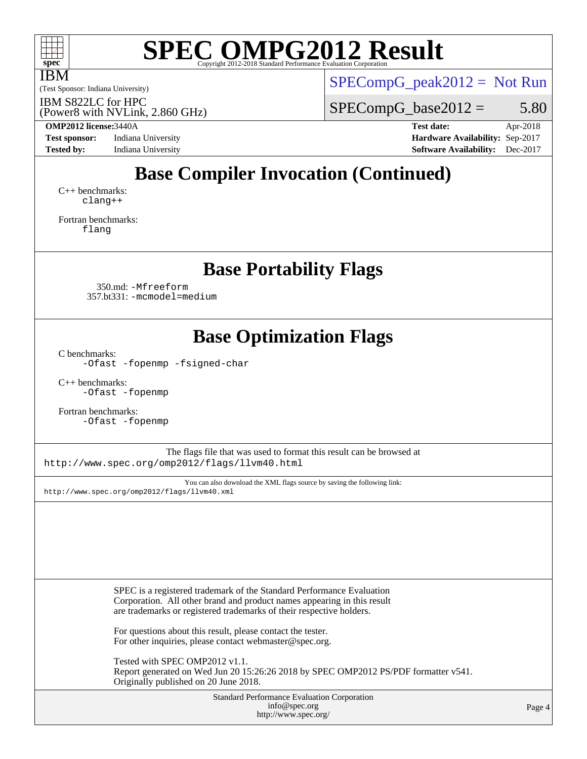# Base Compiler Invocation (Continued)

C++ benchmarks:
`clang++`

Fortran benchmarks:
`flang`

# Base Portability Flags

350.md: `-Mfreeform`
357.bt331: `-mcmodel=medium`

# Base Optimization Flags

C benchmarks:
`-Ofast -fopenmp -fsigned-char`

C++ benchmarks:
`-Ofast -fopenmp`

Fortran benchmarks:
`-Ofast -fopenmp`

The flags file that was used to format this result can be browsed at
http://www.spec.org/omp2012/flags/llvm40.html

You can also download the XML flags source by saving the following link:
http://www.spec.org/omp2012/flags/llvm40.xml

SPEC is a registered trademark of the Standard Performance Evaluation Corporation. All other brand and product names appearing in this result are trademarks or registered trademarks of their respective holders.

For questions about this result, please contact the tester.
For other inquiries, please contact webmaster@spec.org.

Tested with SPEC OMP2012 v1.1.
Report generated on Wed Jun 20 15:26:26 2018 by SPEC OMP2012 PS/PDF formatter v541.
Originally published on 20 June 2018.